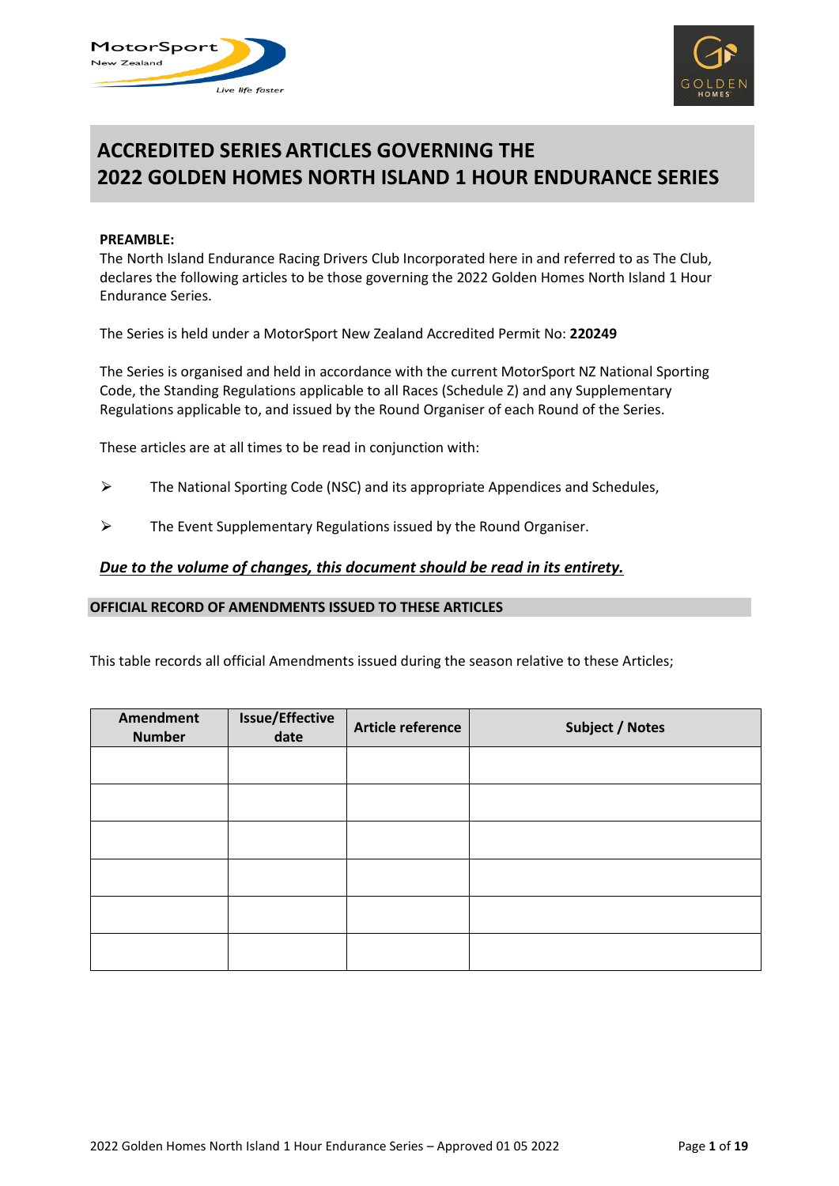# ACCREDITED SERIES ARTICLES GOVERNING THE 2022 GOLDEN HOMES NORTH ISLAND 1 HOUR ENDURANCE SERIES

**PREAMBLE:**

The North Island Endurance Racing Drivers Club Incorporated here in and referred to as The Club, declares the following articles to be those governing the 2022 Golden Homes North Island 1 Hour Endurance Series.

The Series is held under a MotorSport New Zealand Accredited Permit No: **220249**

The Series is organised and held in accordance with the current MotorSport NZ National Sporting Code, the Standing Regulations applicable to all Races (Schedule Z) and any Supplementary Regulations applicable to, and issued by the Round Organiser of each Round of the Series.

These articles are at all times to be read in conjunction with:

- The National Sporting Code (NSC) and its appropriate Appendices and Schedules,
- The Event Supplementary Regulations issued by the Round Organiser.

***Due to the volume of changes, this document should be read in its entirety.***

## OFFICIAL RECORD OF AMENDMENTS ISSUED TO THESE ARTICLES

This table records all official Amendments issued during the season relative to these Articles;

| Amendment Number | Issue/Effective date | Article reference | Subject / Notes |
|---|---|---|---|
| | | | |
| | | | |
| | | | |
| | | | |
| | | | |
| | | | |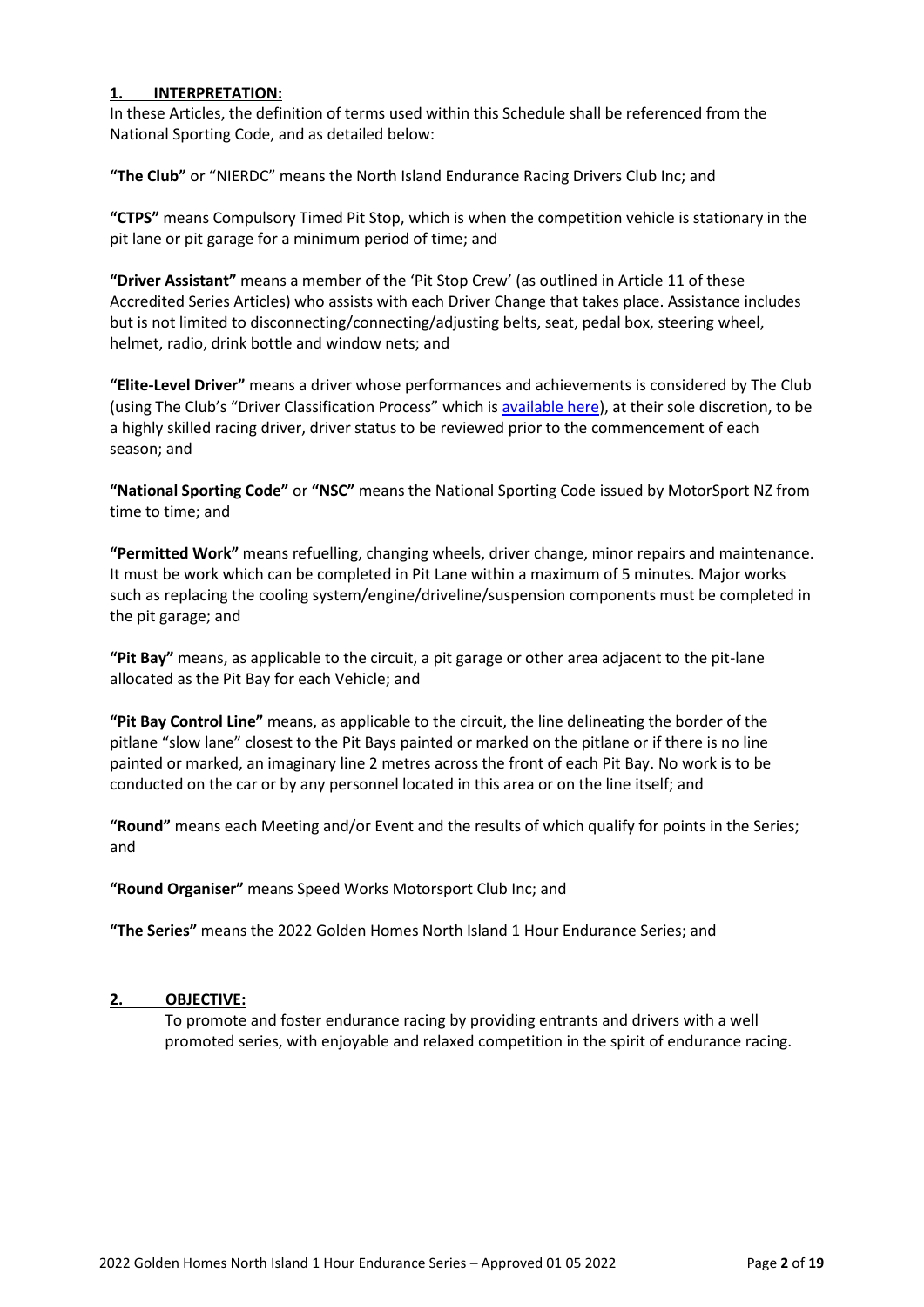## 1. INTERPRETATION:

In these Articles, the definition of terms used within this Schedule shall be referenced from the National Sporting Code, and as detailed below:

**"The Club"** or "NIERDC" means the North Island Endurance Racing Drivers Club Inc; and

**"CTPS"** means Compulsory Timed Pit Stop, which is when the competition vehicle is stationary in the pit lane or pit garage for a minimum period of time; and

**"Driver Assistant"** means a member of the 'Pit Stop Crew' (as outlined in Article 11 of these Accredited Series Articles) who assists with each Driver Change that takes place. Assistance includes but is not limited to disconnecting/connecting/adjusting belts, seat, pedal box, steering wheel, helmet, radio, drink bottle and window nets; and

**"Elite-Level Driver"** means a driver whose performances and achievements is considered by The Club (using The Club's "Driver Classification Process" which is available here), at their sole discretion, to be a highly skilled racing driver, driver status to be reviewed prior to the commencement of each season; and

**"National Sporting Code"** or **"NSC"** means the National Sporting Code issued by MotorSport NZ from time to time; and

**"Permitted Work"** means refuelling, changing wheels, driver change, minor repairs and maintenance. It must be work which can be completed in Pit Lane within a maximum of 5 minutes. Major works such as replacing the cooling system/engine/driveline/suspension components must be completed in the pit garage; and

**"Pit Bay"** means, as applicable to the circuit, a pit garage or other area adjacent to the pit-lane allocated as the Pit Bay for each Vehicle; and

**"Pit Bay Control Line"** means, as applicable to the circuit, the line delineating the border of the pitlane "slow lane" closest to the Pit Bays painted or marked on the pitlane or if there is no line painted or marked, an imaginary line 2 metres across the front of each Pit Bay. No work is to be conducted on the car or by any personnel located in this area or on the line itself; and

**"Round"** means each Meeting and/or Event and the results of which qualify for points in the Series; and

**"Round Organiser"** means Speed Works Motorsport Club Inc; and

**"The Series"** means the 2022 Golden Homes North Island 1 Hour Endurance Series; and

## 2. OBJECTIVE:

To promote and foster endurance racing by providing entrants and drivers with a well promoted series, with enjoyable and relaxed competition in the spirit of endurance racing.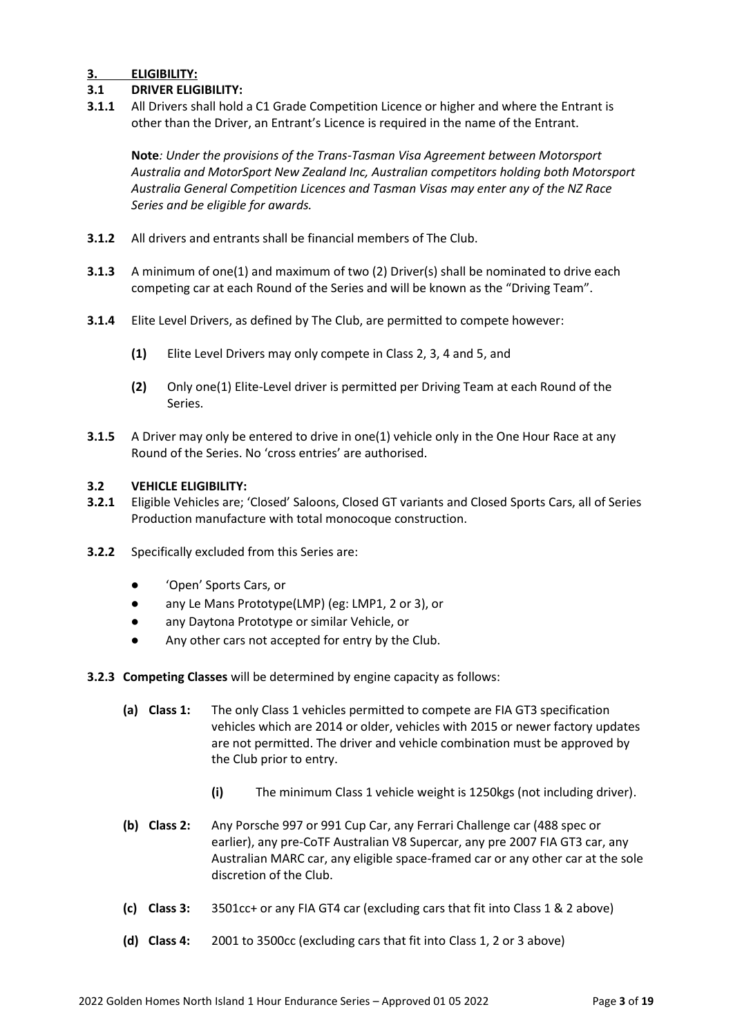## 3. ELIGIBILITY:

### 3.1 DRIVER ELIGIBILITY:

**3.1.1** All Drivers shall hold a C1 Grade Competition Licence or higher and where the Entrant is other than the Driver, an Entrant's Licence is required in the name of the Entrant.

**Note***: Under the provisions of the Trans-Tasman Visa Agreement between Motorsport Australia and MotorSport New Zealand Inc, Australian competitors holding both Motorsport Australia General Competition Licences and Tasman Visas may enter any of the NZ Race Series and be eligible for awards.*

**3.1.2** All drivers and entrants shall be financial members of The Club.

**3.1.3** A minimum of one(1) and maximum of two (2) Driver(s) shall be nominated to drive each competing car at each Round of the Series and will be known as the "Driving Team".

**3.1.4** Elite Level Drivers, as defined by The Club, are permitted to compete however:

- **(1)** Elite Level Drivers may only compete in Class 2, 3, 4 and 5, and
- **(2)** Only one(1) Elite-Level driver is permitted per Driving Team at each Round of the Series.

**3.1.5** A Driver may only be entered to drive in one(1) vehicle only in the One Hour Race at any Round of the Series. No 'cross entries' are authorised.

### 3.2 VEHICLE ELIGIBILITY:

**3.2.1** Eligible Vehicles are; 'Closed' Saloons, Closed GT variants and Closed Sports Cars, all of Series Production manufacture with total monocoque construction.

**3.2.2** Specifically excluded from this Series are:

- 'Open' Sports Cars, or
- any Le Mans Prototype(LMP) (eg: LMP1, 2 or 3), or
- any Daytona Prototype or similar Vehicle, or
- Any other cars not accepted for entry by the Club.

**3.2.3 Competing Classes** will be determined by engine capacity as follows:

- **(a) Class 1:** The only Class 1 vehicles permitted to compete are FIA GT3 specification vehicles which are 2014 or older, vehicles with 2015 or newer factory updates are not permitted. The driver and vehicle combination must be approved by the Club prior to entry.
  - **(i)** The minimum Class 1 vehicle weight is 1250kgs (not including driver).
- **(b) Class 2:** Any Porsche 997 or 991 Cup Car, any Ferrari Challenge car (488 spec or earlier), any pre-CoTF Australian V8 Supercar, any pre 2007 FIA GT3 car, any Australian MARC car, any eligible space-framed car or any other car at the sole discretion of the Club.
- **(c) Class 3:** 3501cc+ or any FIA GT4 car (excluding cars that fit into Class 1 & 2 above)
- **(d) Class 4:** 2001 to 3500cc (excluding cars that fit into Class 1, 2 or 3 above)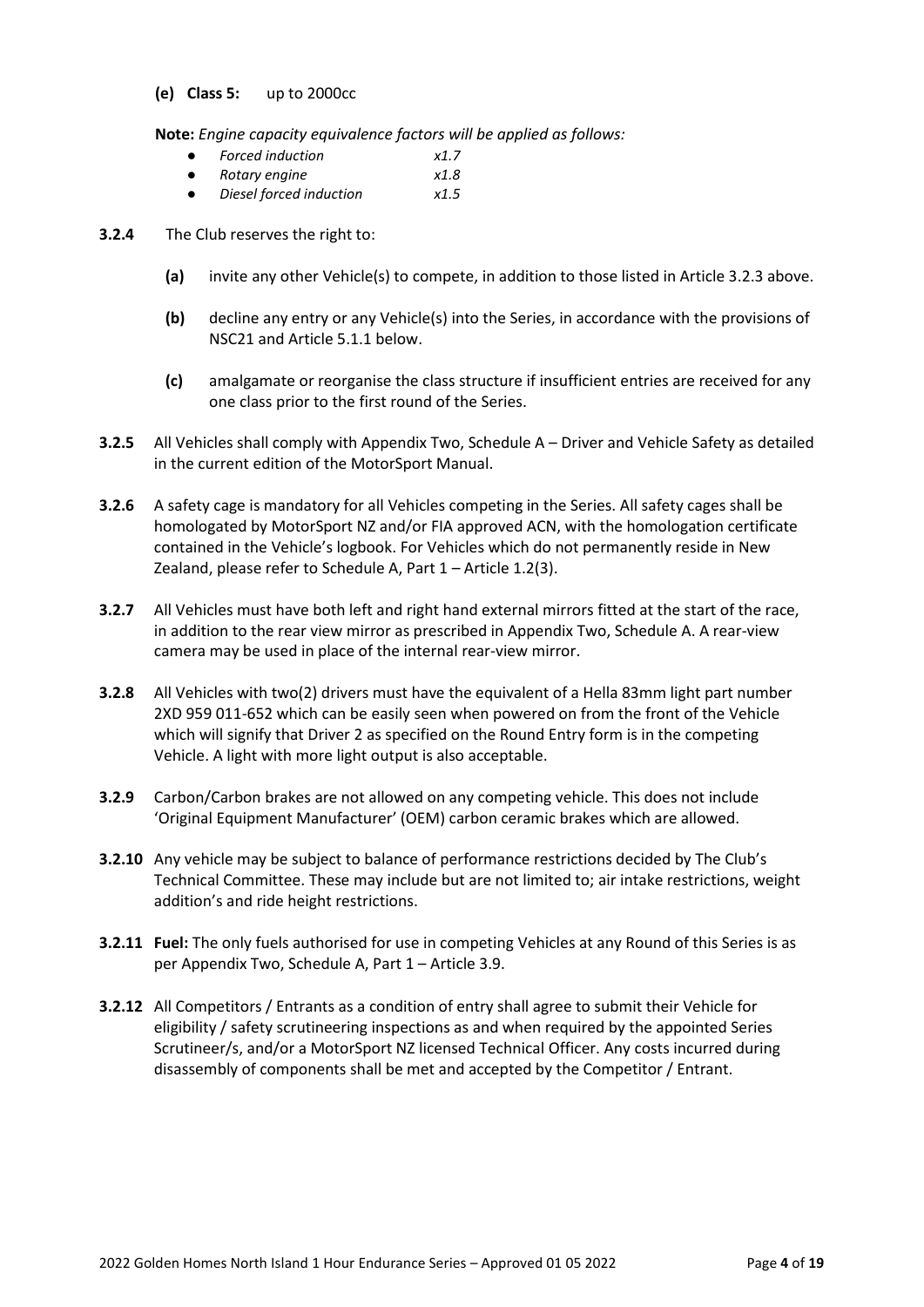**(e) Class 5:** up to 2000cc

**Note:** *Engine capacity equivalence factors will be applied as follows:*

- *Forced induction* *x1.7*
- *Rotary engine* *x1.8*
- *Diesel forced induction* *x1.5*

**3.2.4** The Club reserves the right to:

**(a)** invite any other Vehicle(s) to compete, in addition to those listed in Article 3.2.3 above.

**(b)** decline any entry or any Vehicle(s) into the Series, in accordance with the provisions of NSC21 and Article 5.1.1 below.

**(c)** amalgamate or reorganise the class structure if insufficient entries are received for any one class prior to the first round of the Series.

**3.2.5** All Vehicles shall comply with Appendix Two, Schedule A – Driver and Vehicle Safety as detailed in the current edition of the MotorSport Manual.

**3.2.6** A safety cage is mandatory for all Vehicles competing in the Series. All safety cages shall be homologated by MotorSport NZ and/or FIA approved ACN, with the homologation certificate contained in the Vehicle's logbook. For Vehicles which do not permanently reside in New Zealand, please refer to Schedule A, Part 1 – Article 1.2(3).

**3.2.7** All Vehicles must have both left and right hand external mirrors fitted at the start of the race, in addition to the rear view mirror as prescribed in Appendix Two, Schedule A. A rear-view camera may be used in place of the internal rear-view mirror.

**3.2.8** All Vehicles with two(2) drivers must have the equivalent of a Hella 83mm light part number 2XD 959 011-652 which can be easily seen when powered on from the front of the Vehicle which will signify that Driver 2 as specified on the Round Entry form is in the competing Vehicle. A light with more light output is also acceptable.

**3.2.9** Carbon/Carbon brakes are not allowed on any competing vehicle. This does not include 'Original Equipment Manufacturer' (OEM) carbon ceramic brakes which are allowed.

**3.2.10** Any vehicle may be subject to balance of performance restrictions decided by The Club's Technical Committee. These may include but are not limited to; air intake restrictions, weight addition's and ride height restrictions.

**3.2.11 Fuel:** The only fuels authorised for use in competing Vehicles at any Round of this Series is as per Appendix Two, Schedule A, Part 1 – Article 3.9.

**3.2.12** All Competitors / Entrants as a condition of entry shall agree to submit their Vehicle for eligibility / safety scrutineering inspections as and when required by the appointed Series Scrutineer/s, and/or a MotorSport NZ licensed Technical Officer. Any costs incurred during disassembly of components shall be met and accepted by the Competitor / Entrant.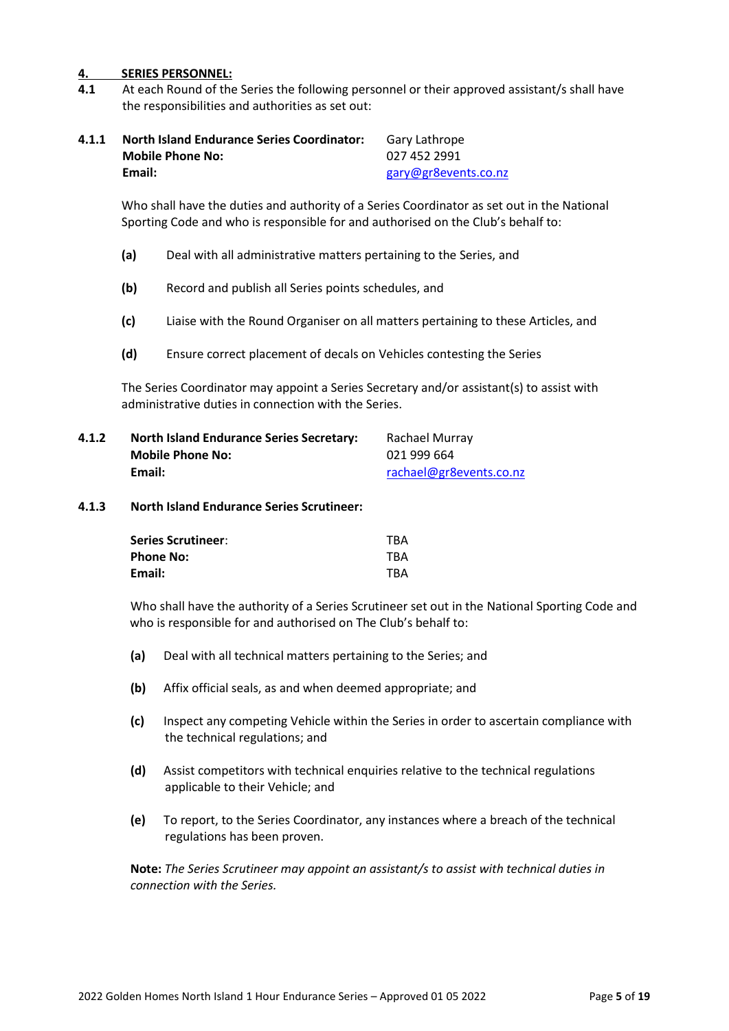## 4. SERIES PERSONNEL:

**4.1** At each Round of the Series the following personnel or their approved assistant/s shall have the responsibilities and authorities as set out:

**4.1.1**

| | |
|---|---|
| **North Island Endurance Series Coordinator:** | Gary Lathrope |
| **Mobile Phone No:** | 027 452 2991 |
| **Email:** | gary@gr8events.co.nz |

Who shall have the duties and authority of a Series Coordinator as set out in the National Sporting Code and who is responsible for and authorised on the Club's behalf to:

- **(a)** Deal with all administrative matters pertaining to the Series, and
- **(b)** Record and publish all Series points schedules, and
- **(c)** Liaise with the Round Organiser on all matters pertaining to these Articles, and
- **(d)** Ensure correct placement of decals on Vehicles contesting the Series

The Series Coordinator may appoint a Series Secretary and/or assistant(s) to assist with administrative duties in connection with the Series.

**4.1.2**

| | |
|---|---|
| **North Island Endurance Series Secretary:** | Rachael Murray |
| **Mobile Phone No:** | 021 999 664 |
| **Email:** | rachael@gr8events.co.nz |

**4.1.3 North Island Endurance Series Scrutineer:**

| | |
|---|---|
| **Series Scrutineer**: | TBA |
| **Phone No:** | TBA |
| **Email:** | TBA |

Who shall have the authority of a Series Scrutineer set out in the National Sporting Code and who is responsible for and authorised on The Club's behalf to:

- **(a)** Deal with all technical matters pertaining to the Series; and
- **(b)** Affix official seals, as and when deemed appropriate; and
- **(c)** Inspect any competing Vehicle within the Series in order to ascertain compliance with the technical regulations; and
- **(d)** Assist competitors with technical enquiries relative to the technical regulations applicable to their Vehicle; and
- **(e)** To report, to the Series Coordinator, any instances where a breach of the technical regulations has been proven.

**Note:** *The Series Scrutineer may appoint an assistant/s to assist with technical duties in connection with the Series.*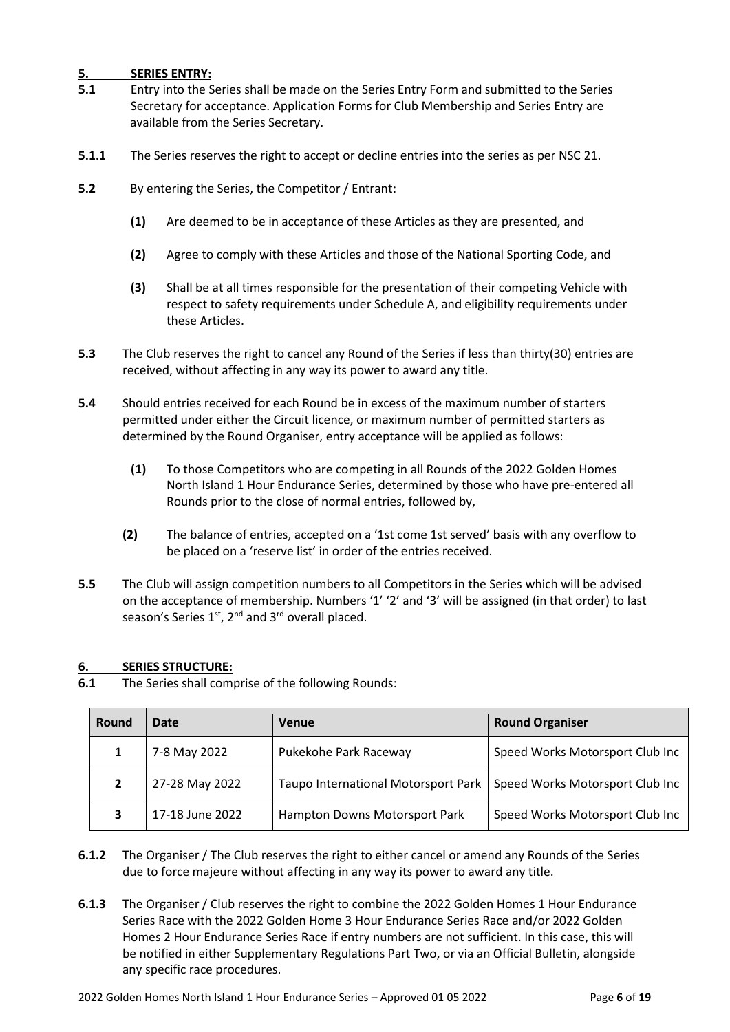## 5. SERIES ENTRY:

**5.1** Entry into the Series shall be made on the Series Entry Form and submitted to the Series Secretary for acceptance. Application Forms for Club Membership and Series Entry are available from the Series Secretary.

**5.1.1** The Series reserves the right to accept or decline entries into the series as per NSC 21.

**5.2** By entering the Series, the Competitor / Entrant:

- **(1)** Are deemed to be in acceptance of these Articles as they are presented, and
- **(2)** Agree to comply with these Articles and those of the National Sporting Code, and
- **(3)** Shall be at all times responsible for the presentation of their competing Vehicle with respect to safety requirements under Schedule A, and eligibility requirements under these Articles.

**5.3** The Club reserves the right to cancel any Round of the Series if less than thirty(30) entries are received, without affecting in any way its power to award any title.

**5.4** Should entries received for each Round be in excess of the maximum number of starters permitted under either the Circuit licence, or maximum number of permitted starters as determined by the Round Organiser, entry acceptance will be applied as follows:

- **(1)** To those Competitors who are competing in all Rounds of the 2022 Golden Homes North Island 1 Hour Endurance Series, determined by those who have pre-entered all Rounds prior to the close of normal entries, followed by,
- **(2)** The balance of entries, accepted on a '1st come 1st served' basis with any overflow to be placed on a 'reserve list' in order of the entries received.

**5.5** The Club will assign competition numbers to all Competitors in the Series which will be advised on the acceptance of membership. Numbers '1' '2' and '3' will be assigned (in that order) to last season's Series 1st, 2nd and 3rd overall placed.

## 6. SERIES STRUCTURE:

**6.1** The Series shall comprise of the following Rounds:

| Round | Date | Venue | Round Organiser |
|---|---|---|---|
| 1 | 7-8 May 2022 | Pukekohe Park Raceway | Speed Works Motorsport Club Inc |
| 2 | 27-28 May 2022 | Taupo International Motorsport Park | Speed Works Motorsport Club Inc |
| 3 | 17-18 June 2022 | Hampton Downs Motorsport Park | Speed Works Motorsport Club Inc |

**6.1.2** The Organiser / The Club reserves the right to either cancel or amend any Rounds of the Series due to force majeure without affecting in any way its power to award any title.

**6.1.3** The Organiser / Club reserves the right to combine the 2022 Golden Homes 1 Hour Endurance Series Race with the 2022 Golden Home 3 Hour Endurance Series Race and/or 2022 Golden Homes 2 Hour Endurance Series Race if entry numbers are not sufficient. In this case, this will be notified in either Supplementary Regulations Part Two, or via an Official Bulletin, alongside any specific race procedures.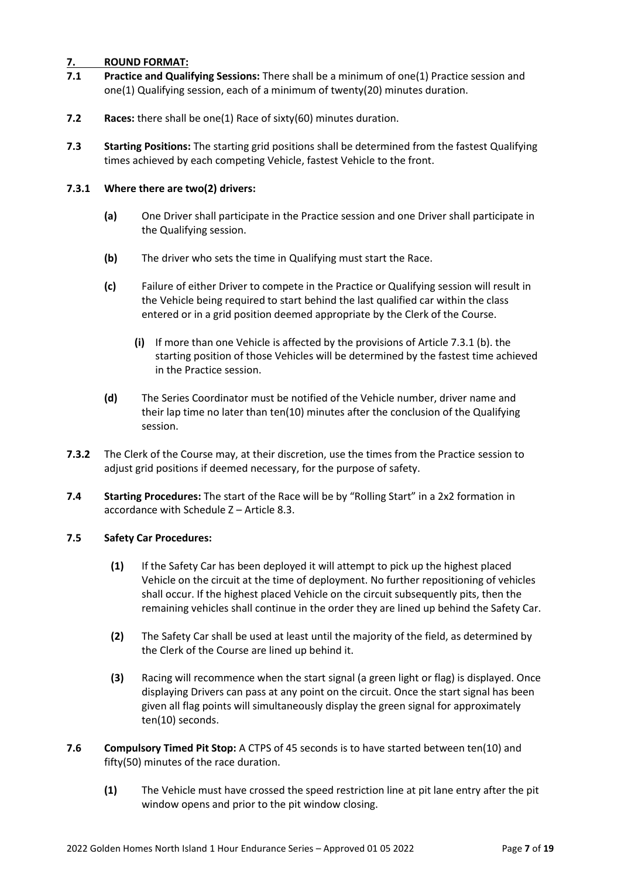## 7. ROUND FORMAT:

**7.1 Practice and Qualifying Sessions:** There shall be a minimum of one(1) Practice session and one(1) Qualifying session, each of a minimum of twenty(20) minutes duration.

**7.2 Races:** there shall be one(1) Race of sixty(60) minutes duration.

**7.3 Starting Positions:** The starting grid positions shall be determined from the fastest Qualifying times achieved by each competing Vehicle, fastest Vehicle to the front.

**7.3.1 Where there are two(2) drivers:**

- **(a)** One Driver shall participate in the Practice session and one Driver shall participate in the Qualifying session.
- **(b)** The driver who sets the time in Qualifying must start the Race.
- **(c)** Failure of either Driver to compete in the Practice or Qualifying session will result in the Vehicle being required to start behind the last qualified car within the class entered or in a grid position deemed appropriate by the Clerk of the Course.
  - **(i)** If more than one Vehicle is affected by the provisions of Article 7.3.1 (b). the starting position of those Vehicles will be determined by the fastest time achieved in the Practice session.
- **(d)** The Series Coordinator must be notified of the Vehicle number, driver name and their lap time no later than ten(10) minutes after the conclusion of the Qualifying session.

**7.3.2** The Clerk of the Course may, at their discretion, use the times from the Practice session to adjust grid positions if deemed necessary, for the purpose of safety.

**7.4 Starting Procedures:** The start of the Race will be by "Rolling Start" in a 2x2 formation in accordance with Schedule Z – Article 8.3.

**7.5 Safety Car Procedures:**

- **(1)** If the Safety Car has been deployed it will attempt to pick up the highest placed Vehicle on the circuit at the time of deployment. No further repositioning of vehicles shall occur. If the highest placed Vehicle on the circuit subsequently pits, then the remaining vehicles shall continue in the order they are lined up behind the Safety Car.
- **(2)** The Safety Car shall be used at least until the majority of the field, as determined by the Clerk of the Course are lined up behind it.
- **(3)** Racing will recommence when the start signal (a green light or flag) is displayed. Once displaying Drivers can pass at any point on the circuit. Once the start signal has been given all flag points will simultaneously display the green signal for approximately ten(10) seconds.

**7.6 Compulsory Timed Pit Stop:** A CTPS of 45 seconds is to have started between ten(10) and fifty(50) minutes of the race duration.

- **(1)** The Vehicle must have crossed the speed restriction line at pit lane entry after the pit window opens and prior to the pit window closing.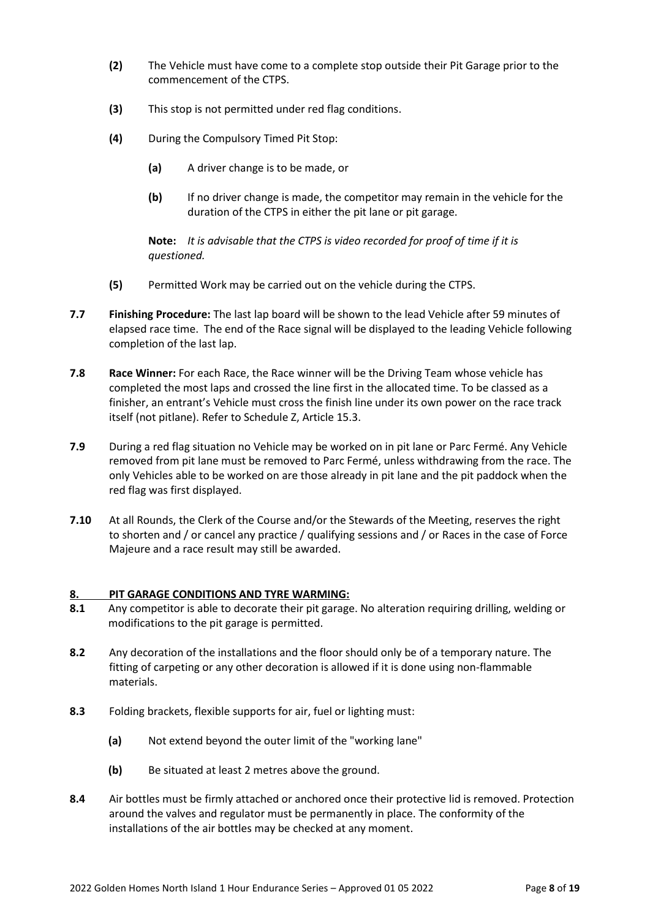**(2)** The Vehicle must have come to a complete stop outside their Pit Garage prior to the commencement of the CTPS.

**(3)** This stop is not permitted under red flag conditions.

**(4)** During the Compulsory Timed Pit Stop:

**(a)** A driver change is to be made, or

**(b)** If no driver change is made, the competitor may remain in the vehicle for the duration of the CTPS in either the pit lane or pit garage.

**Note:** *It is advisable that the CTPS is video recorded for proof of time if it is questioned.*

**(5)** Permitted Work may be carried out on the vehicle during the CTPS.

**7.7** **Finishing Procedure:** The last lap board will be shown to the lead Vehicle after 59 minutes of elapsed race time. The end of the Race signal will be displayed to the leading Vehicle following completion of the last lap.

**7.8** **Race Winner:** For each Race, the Race winner will be the Driving Team whose vehicle has completed the most laps and crossed the line first in the allocated time. To be classed as a finisher, an entrant's Vehicle must cross the finish line under its own power on the race track itself (not pitlane). Refer to Schedule Z, Article 15.3.

**7.9** During a red flag situation no Vehicle may be worked on in pit lane or Parc Fermé. Any Vehicle removed from pit lane must be removed to Parc Fermé, unless withdrawing from the race. The only Vehicles able to be worked on are those already in pit lane and the pit paddock when the red flag was first displayed.

**7.10** At all Rounds, the Clerk of the Course and/or the Stewards of the Meeting, reserves the right to shorten and / or cancel any practice / qualifying sessions and / or Races in the case of Force Majeure and a race result may still be awarded.

## 8. PIT GARAGE CONDITIONS AND TYRE WARMING:

**8.1** Any competitor is able to decorate their pit garage. No alteration requiring drilling, welding or modifications to the pit garage is permitted.

**8.2** Any decoration of the installations and the floor should only be of a temporary nature. The fitting of carpeting or any other decoration is allowed if it is done using non-flammable materials.

**8.3** Folding brackets, flexible supports for air, fuel or lighting must:

**(a)** Not extend beyond the outer limit of the "working lane"

**(b)** Be situated at least 2 metres above the ground.

**8.4** Air bottles must be firmly attached or anchored once their protective lid is removed. Protection around the valves and regulator must be permanently in place. The conformity of the installations of the air bottles may be checked at any moment.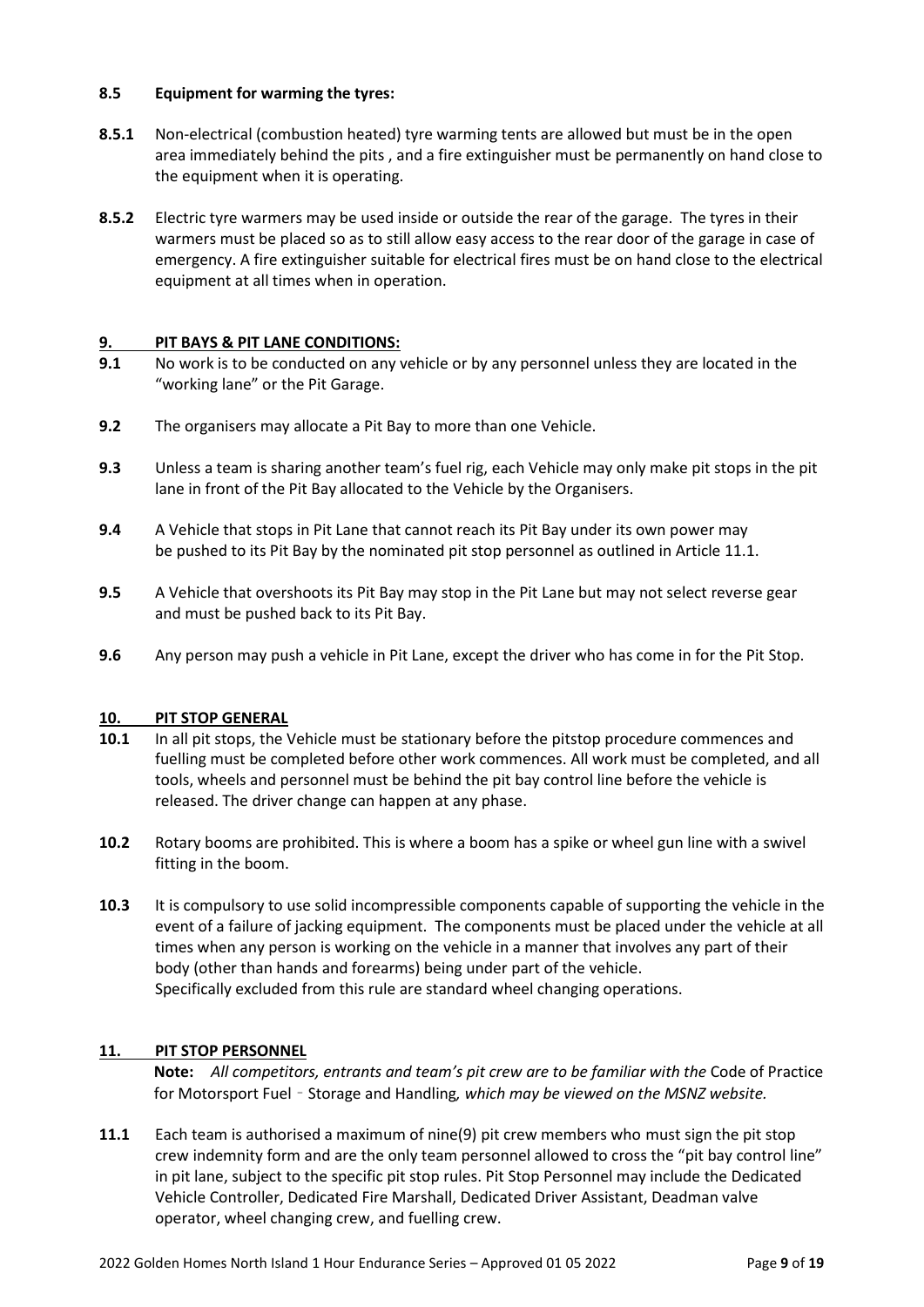### 8.5 Equipment for warming the tyres:

**8.5.1** Non-electrical (combustion heated) tyre warming tents are allowed but must be in the open area immediately behind the pits , and a fire extinguisher must be permanently on hand close to the equipment when it is operating.

**8.5.2** Electric tyre warmers may be used inside or outside the rear of the garage. The tyres in their warmers must be placed so as to still allow easy access to the rear door of the garage in case of emergency. A fire extinguisher suitable for electrical fires must be on hand close to the electrical equipment at all times when in operation.

## 9. PIT BAYS & PIT LANE CONDITIONS:

**9.1** No work is to be conducted on any vehicle or by any personnel unless they are located in the "working lane" or the Pit Garage.

**9.2** The organisers may allocate a Pit Bay to more than one Vehicle.

**9.3** Unless a team is sharing another team's fuel rig, each Vehicle may only make pit stops in the pit lane in front of the Pit Bay allocated to the Vehicle by the Organisers.

**9.4** A Vehicle that stops in Pit Lane that cannot reach its Pit Bay under its own power may be pushed to its Pit Bay by the nominated pit stop personnel as outlined in Article 11.1.

**9.5** A Vehicle that overshoots its Pit Bay may stop in the Pit Lane but may not select reverse gear and must be pushed back to its Pit Bay.

**9.6** Any person may push a vehicle in Pit Lane, except the driver who has come in for the Pit Stop.

## 10. PIT STOP GENERAL

**10.1** In all pit stops, the Vehicle must be stationary before the pitstop procedure commences and fuelling must be completed before other work commences. All work must be completed, and all tools, wheels and personnel must be behind the pit bay control line before the vehicle is released. The driver change can happen at any phase.

**10.2** Rotary booms are prohibited. This is where a boom has a spike or wheel gun line with a swivel fitting in the boom.

**10.3** It is compulsory to use solid incompressible components capable of supporting the vehicle in the event of a failure of jacking equipment. The components must be placed under the vehicle at all times when any person is working on the vehicle in a manner that involves any part of their body (other than hands and forearms) being under part of the vehicle.
Specifically excluded from this rule are standard wheel changing operations.

## 11. PIT STOP PERSONNEL

**Note:** *All competitors, entrants and team's pit crew are to be familiar with the* Code of Practice for Motorsport Fuel – Storage and Handling*, which may be viewed on the MSNZ website.*

**11.1** Each team is authorised a maximum of nine(9) pit crew members who must sign the pit stop crew indemnity form and are the only team personnel allowed to cross the "pit bay control line" in pit lane, subject to the specific pit stop rules. Pit Stop Personnel may include the Dedicated Vehicle Controller, Dedicated Fire Marshall, Dedicated Driver Assistant, Deadman valve operator, wheel changing crew, and fuelling crew.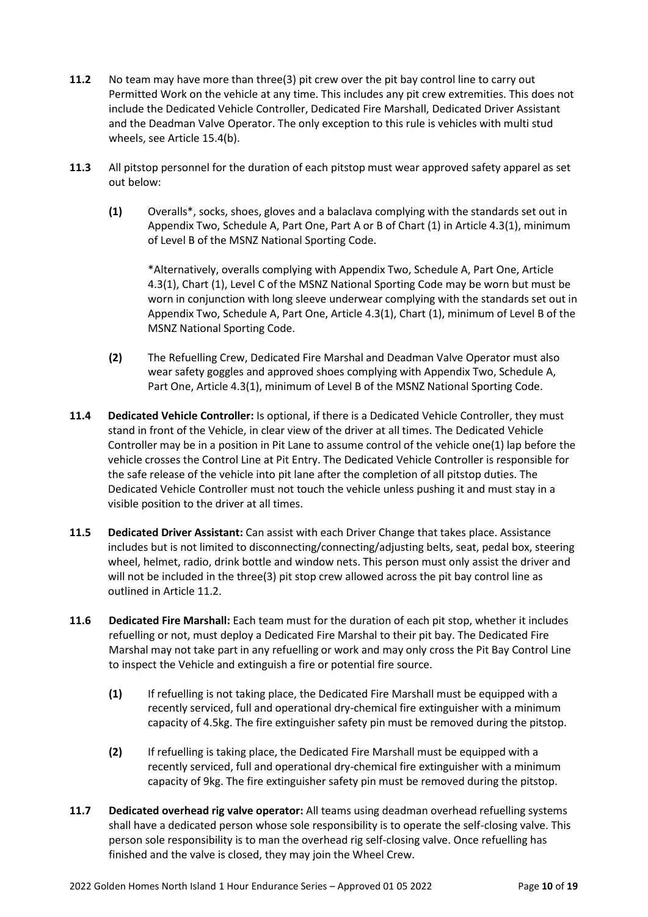**11.2** No team may have more than three(3) pit crew over the pit bay control line to carry out Permitted Work on the vehicle at any time. This includes any pit crew extremities. This does not include the Dedicated Vehicle Controller, Dedicated Fire Marshall, Dedicated Driver Assistant and the Deadman Valve Operator. The only exception to this rule is vehicles with multi stud wheels, see Article 15.4(b).

**11.3** All pitstop personnel for the duration of each pitstop must wear approved safety apparel as set out below:

> **(1)** Overalls*, socks, shoes, gloves and a balaclava complying with the standards set out in Appendix Two, Schedule A, Part One, Part A or B of Chart (1) in Article 4.3(1), minimum of Level B of the MSNZ National Sporting Code.
>
> *Alternatively, overalls complying with Appendix Two, Schedule A, Part One, Article 4.3(1), Chart (1), Level C of the MSNZ National Sporting Code may be worn but must be worn in conjunction with long sleeve underwear complying with the standards set out in Appendix Two, Schedule A, Part One, Article 4.3(1), Chart (1), minimum of Level B of the MSNZ National Sporting Code.
>
> **(2)** The Refuelling Crew, Dedicated Fire Marshal and Deadman Valve Operator must also wear safety goggles and approved shoes complying with Appendix Two, Schedule A, Part One, Article 4.3(1), minimum of Level B of the MSNZ National Sporting Code.

**11.4 Dedicated Vehicle Controller:** Is optional, if there is a Dedicated Vehicle Controller, they must stand in front of the Vehicle, in clear view of the driver at all times. The Dedicated Vehicle Controller may be in a position in Pit Lane to assume control of the vehicle one(1) lap before the vehicle crosses the Control Line at Pit Entry. The Dedicated Vehicle Controller is responsible for the safe release of the vehicle into pit lane after the completion of all pitstop duties. The Dedicated Vehicle Controller must not touch the vehicle unless pushing it and must stay in a visible position to the driver at all times.

**11.5 Dedicated Driver Assistant:** Can assist with each Driver Change that takes place. Assistance includes but is not limited to disconnecting/connecting/adjusting belts, seat, pedal box, steering wheel, helmet, radio, drink bottle and window nets. This person must only assist the driver and will not be included in the three(3) pit stop crew allowed across the pit bay control line as outlined in Article 11.2.

**11.6 Dedicated Fire Marshall:** Each team must for the duration of each pit stop, whether it includes refuelling or not, must deploy a Dedicated Fire Marshal to their pit bay. The Dedicated Fire Marshal may not take part in any refuelling or work and may only cross the Pit Bay Control Line to inspect the Vehicle and extinguish a fire or potential fire source.

> **(1)** If refuelling is not taking place, the Dedicated Fire Marshall must be equipped with a recently serviced, full and operational dry-chemical fire extinguisher with a minimum capacity of 4.5kg. The fire extinguisher safety pin must be removed during the pitstop.
>
> **(2)** If refuelling is taking place, the Dedicated Fire Marshall must be equipped with a recently serviced, full and operational dry-chemical fire extinguisher with a minimum capacity of 9kg. The fire extinguisher safety pin must be removed during the pitstop.

**11.7 Dedicated overhead rig valve operator:** All teams using deadman overhead refuelling systems shall have a dedicated person whose sole responsibility is to operate the self-closing valve. This person sole responsibility is to man the overhead rig self-closing valve. Once refuelling has finished and the valve is closed, they may join the Wheel Crew.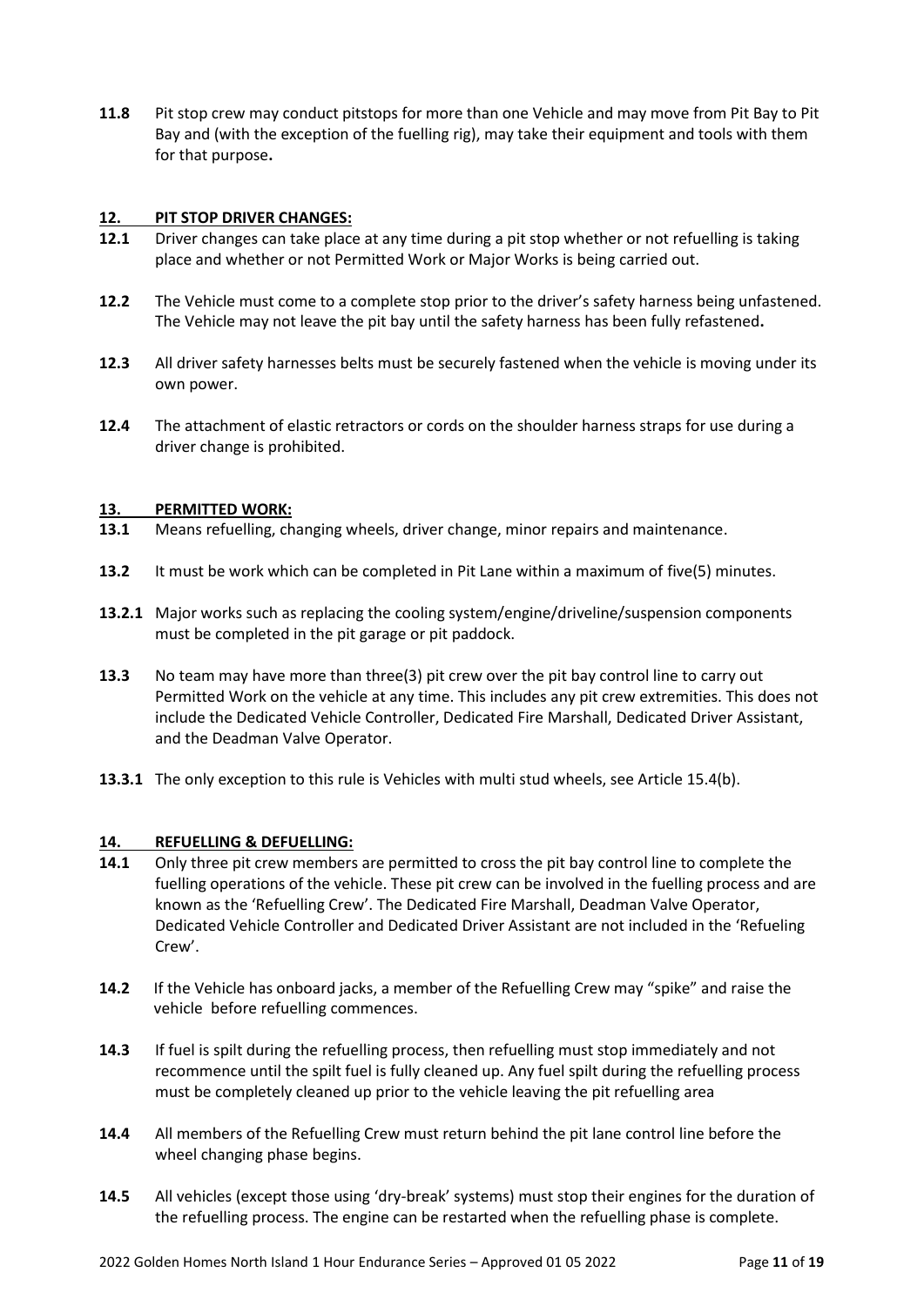**11.8** Pit stop crew may conduct pitstops for more than one Vehicle and may move from Pit Bay to Pit Bay and (with the exception of the fuelling rig), may take their equipment and tools with them for that purpose**.**

## 12. PIT STOP DRIVER CHANGES:

**12.1** Driver changes can take place at any time during a pit stop whether or not refuelling is taking place and whether or not Permitted Work or Major Works is being carried out.

**12.2** The Vehicle must come to a complete stop prior to the driver's safety harness being unfastened. The Vehicle may not leave the pit bay until the safety harness has been fully refastened**.**

**12.3** All driver safety harnesses belts must be securely fastened when the vehicle is moving under its own power.

**12.4** The attachment of elastic retractors or cords on the shoulder harness straps for use during a driver change is prohibited.

## 13. PERMITTED WORK:

**13.1** Means refuelling, changing wheels, driver change, minor repairs and maintenance.

**13.2** It must be work which can be completed in Pit Lane within a maximum of five(5) minutes.

**13.2.1** Major works such as replacing the cooling system/engine/driveline/suspension components must be completed in the pit garage or pit paddock.

**13.3** No team may have more than three(3) pit crew over the pit bay control line to carry out Permitted Work on the vehicle at any time. This includes any pit crew extremities. This does not include the Dedicated Vehicle Controller, Dedicated Fire Marshall, Dedicated Driver Assistant, and the Deadman Valve Operator.

**13.3.1** The only exception to this rule is Vehicles with multi stud wheels, see Article 15.4(b).

## 14. REFUELLING & DEFUELLING:

**14.1** Only three pit crew members are permitted to cross the pit bay control line to complete the fuelling operations of the vehicle. These pit crew can be involved in the fuelling process and are known as the 'Refuelling Crew'. The Dedicated Fire Marshall, Deadman Valve Operator, Dedicated Vehicle Controller and Dedicated Driver Assistant are not included in the 'Refueling Crew'.

**14.2** If the Vehicle has onboard jacks, a member of the Refuelling Crew may "spike" and raise the vehicle before refuelling commences.

**14.3** If fuel is spilt during the refuelling process, then refuelling must stop immediately and not recommence until the spilt fuel is fully cleaned up. Any fuel spilt during the refuelling process must be completely cleaned up prior to the vehicle leaving the pit refuelling area

**14.4** All members of the Refuelling Crew must return behind the pit lane control line before the wheel changing phase begins.

**14.5** All vehicles (except those using 'dry-break' systems) must stop their engines for the duration of the refuelling process. The engine can be restarted when the refuelling phase is complete.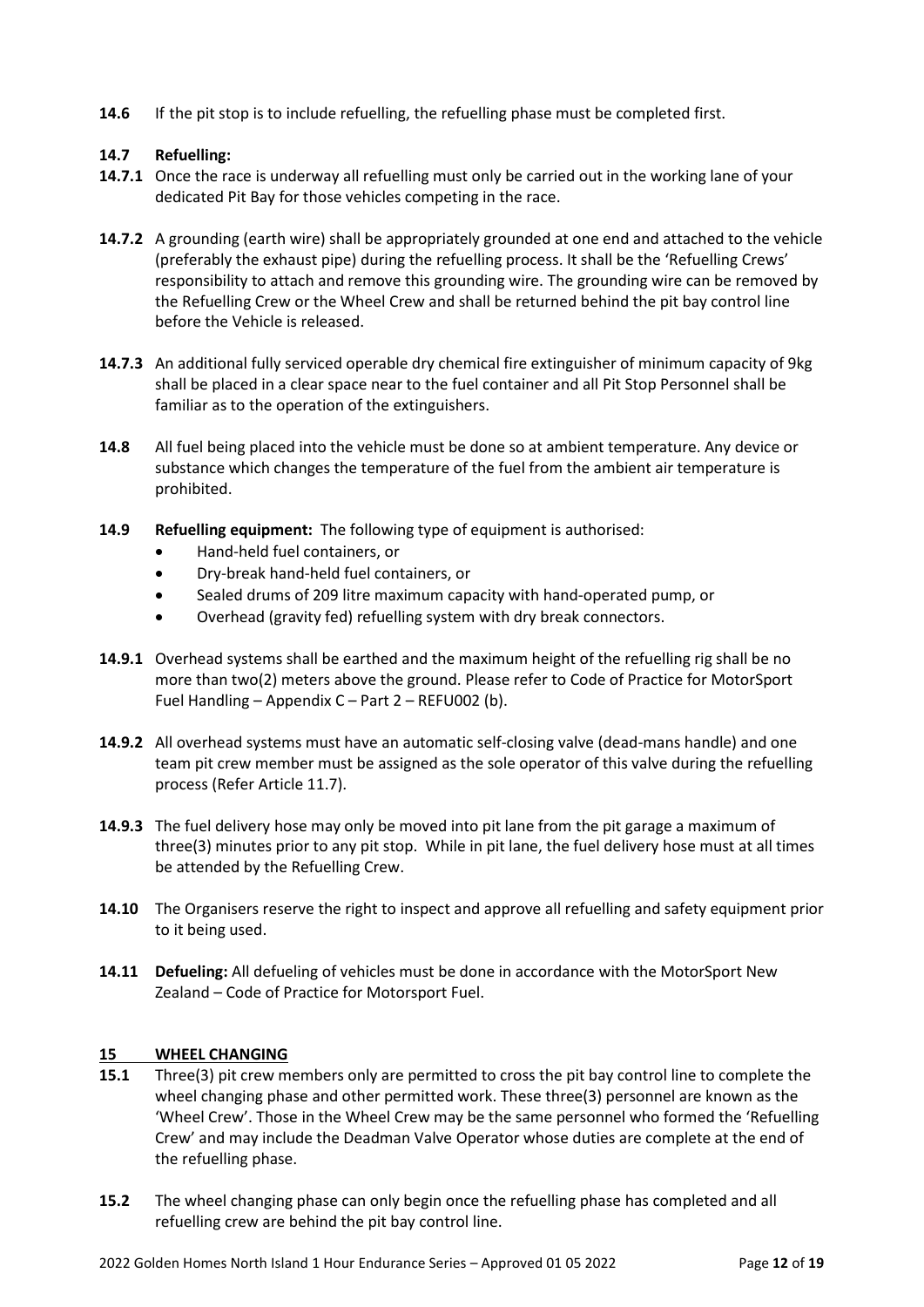**14.6** If the pit stop is to include refuelling, the refuelling phase must be completed first.

**14.7 Refuelling:**

**14.7.1** Once the race is underway all refuelling must only be carried out in the working lane of your dedicated Pit Bay for those vehicles competing in the race.

**14.7.2** A grounding (earth wire) shall be appropriately grounded at one end and attached to the vehicle (preferably the exhaust pipe) during the refuelling process. It shall be the 'Refuelling Crews' responsibility to attach and remove this grounding wire. The grounding wire can be removed by the Refuelling Crew or the Wheel Crew and shall be returned behind the pit bay control line before the Vehicle is released.

**14.7.3** An additional fully serviced operable dry chemical fire extinguisher of minimum capacity of 9kg shall be placed in a clear space near to the fuel container and all Pit Stop Personnel shall be familiar as to the operation of the extinguishers.

**14.8** All fuel being placed into the vehicle must be done so at ambient temperature. Any device or substance which changes the temperature of the fuel from the ambient air temperature is prohibited.

**14.9 Refuelling equipment:** The following type of equipment is authorised:

- Hand-held fuel containers, or
- Dry-break hand-held fuel containers, or
- Sealed drums of 209 litre maximum capacity with hand-operated pump, or
- Overhead (gravity fed) refuelling system with dry break connectors.

**14.9.1** Overhead systems shall be earthed and the maximum height of the refuelling rig shall be no more than two(2) meters above the ground. Please refer to Code of Practice for MotorSport Fuel Handling – Appendix C – Part 2 – REFU002 (b).

**14.9.2** All overhead systems must have an automatic self-closing valve (dead-mans handle) and one team pit crew member must be assigned as the sole operator of this valve during the refuelling process (Refer Article 11.7).

**14.9.3** The fuel delivery hose may only be moved into pit lane from the pit garage a maximum of three(3) minutes prior to any pit stop. While in pit lane, the fuel delivery hose must at all times be attended by the Refuelling Crew.

**14.10** The Organisers reserve the right to inspect and approve all refuelling and safety equipment prior to it being used.

**14.11 Defueling:** All defueling of vehicles must be done in accordance with the MotorSport New Zealand – Code of Practice for Motorsport Fuel.

## 15 WHEEL CHANGING

**15.1** Three(3) pit crew members only are permitted to cross the pit bay control line to complete the wheel changing phase and other permitted work. These three(3) personnel are known as the 'Wheel Crew'. Those in the Wheel Crew may be the same personnel who formed the 'Refuelling Crew' and may include the Deadman Valve Operator whose duties are complete at the end of the refuelling phase.

**15.2** The wheel changing phase can only begin once the refuelling phase has completed and all refuelling crew are behind the pit bay control line.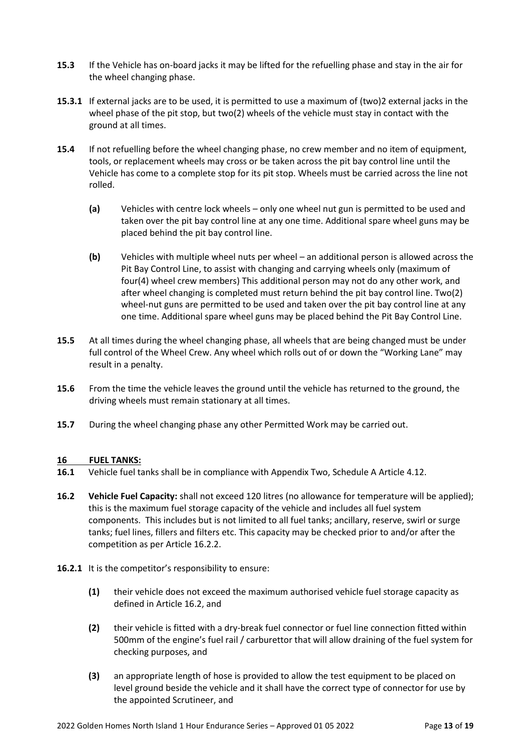**15.3** If the Vehicle has on-board jacks it may be lifted for the refuelling phase and stay in the air for the wheel changing phase.

**15.3.1** If external jacks are to be used, it is permitted to use a maximum of (two)2 external jacks in the wheel phase of the pit stop, but two(2) wheels of the vehicle must stay in contact with the ground at all times.

**15.4** If not refuelling before the wheel changing phase, no crew member and no item of equipment, tools, or replacement wheels may cross or be taken across the pit bay control line until the Vehicle has come to a complete stop for its pit stop. Wheels must be carried across the line not rolled.

- **(a)** Vehicles with centre lock wheels – only one wheel nut gun is permitted to be used and taken over the pit bay control line at any one time. Additional spare wheel guns may be placed behind the pit bay control line.

- **(b)** Vehicles with multiple wheel nuts per wheel – an additional person is allowed across the Pit Bay Control Line, to assist with changing and carrying wheels only (maximum of four(4) wheel crew members) This additional person may not do any other work, and after wheel changing is completed must return behind the pit bay control line. Two(2) wheel-nut guns are permitted to be used and taken over the pit bay control line at any one time. Additional spare wheel guns may be placed behind the Pit Bay Control Line.

**15.5** At all times during the wheel changing phase, all wheels that are being changed must be under full control of the Wheel Crew. Any wheel which rolls out of or down the "Working Lane" may result in a penalty.

**15.6** From the time the vehicle leaves the ground until the vehicle has returned to the ground, the driving wheels must remain stationary at all times.

**15.7** During the wheel changing phase any other Permitted Work may be carried out.

## 16 FUEL TANKS:

**16.1** Vehicle fuel tanks shall be in compliance with Appendix Two, Schedule A Article 4.12.

**16.2** **Vehicle Fuel Capacity:** shall not exceed 120 litres (no allowance for temperature will be applied); this is the maximum fuel storage capacity of the vehicle and includes all fuel system components. This includes but is not limited to all fuel tanks; ancillary, reserve, swirl or surge tanks; fuel lines, fillers and filters etc. This capacity may be checked prior to and/or after the competition as per Article 16.2.2.

**16.2.1** It is the competitor's responsibility to ensure:

- **(1)** their vehicle does not exceed the maximum authorised vehicle fuel storage capacity as defined in Article 16.2, and

- **(2)** their vehicle is fitted with a dry-break fuel connector or fuel line connection fitted within 500mm of the engine's fuel rail / carburettor that will allow draining of the fuel system for checking purposes, and

- **(3)** an appropriate length of hose is provided to allow the test equipment to be placed on level ground beside the vehicle and it shall have the correct type of connector for use by the appointed Scrutineer, and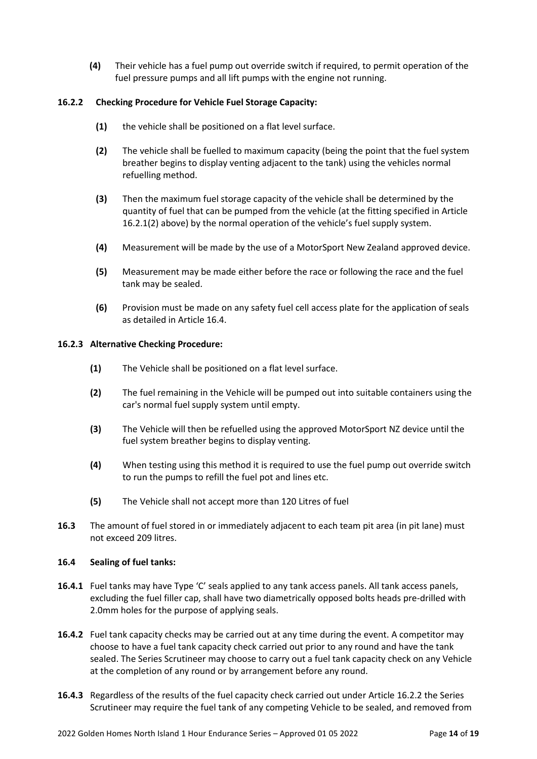**(4)** Their vehicle has a fuel pump out override switch if required, to permit operation of the fuel pressure pumps and all lift pumps with the engine not running.

**16.2.2 Checking Procedure for Vehicle Fuel Storage Capacity:**

**(1)** the vehicle shall be positioned on a flat level surface.

**(2)** The vehicle shall be fuelled to maximum capacity (being the point that the fuel system breather begins to display venting adjacent to the tank) using the vehicles normal refuelling method.

**(3)** Then the maximum fuel storage capacity of the vehicle shall be determined by the quantity of fuel that can be pumped from the vehicle (at the fitting specified in Article 16.2.1(2) above) by the normal operation of the vehicle's fuel supply system.

**(4)** Measurement will be made by the use of a MotorSport New Zealand approved device.

**(5)** Measurement may be made either before the race or following the race and the fuel tank may be sealed.

**(6)** Provision must be made on any safety fuel cell access plate for the application of seals as detailed in Article 16.4.

**16.2.3 Alternative Checking Procedure:**

**(1)** The Vehicle shall be positioned on a flat level surface.

**(2)** The fuel remaining in the Vehicle will be pumped out into suitable containers using the car's normal fuel supply system until empty.

**(3)** The Vehicle will then be refuelled using the approved MotorSport NZ device until the fuel system breather begins to display venting.

**(4)** When testing using this method it is required to use the fuel pump out override switch to run the pumps to refill the fuel pot and lines etc.

**(5)** The Vehicle shall not accept more than 120 Litres of fuel

**16.3** The amount of fuel stored in or immediately adjacent to each team pit area (in pit lane) must not exceed 209 litres.

**16.4 Sealing of fuel tanks:**

**16.4.1** Fuel tanks may have Type 'C' seals applied to any tank access panels. All tank access panels, excluding the fuel filler cap, shall have two diametrically opposed bolts heads pre-drilled with 2.0mm holes for the purpose of applying seals.

**16.4.2** Fuel tank capacity checks may be carried out at any time during the event. A competitor may choose to have a fuel tank capacity check carried out prior to any round and have the tank sealed. The Series Scrutineer may choose to carry out a fuel tank capacity check on any Vehicle at the completion of any round or by arrangement before any round.

**16.4.3** Regardless of the results of the fuel capacity check carried out under Article 16.2.2 the Series Scrutineer may require the fuel tank of any competing Vehicle to be sealed, and removed from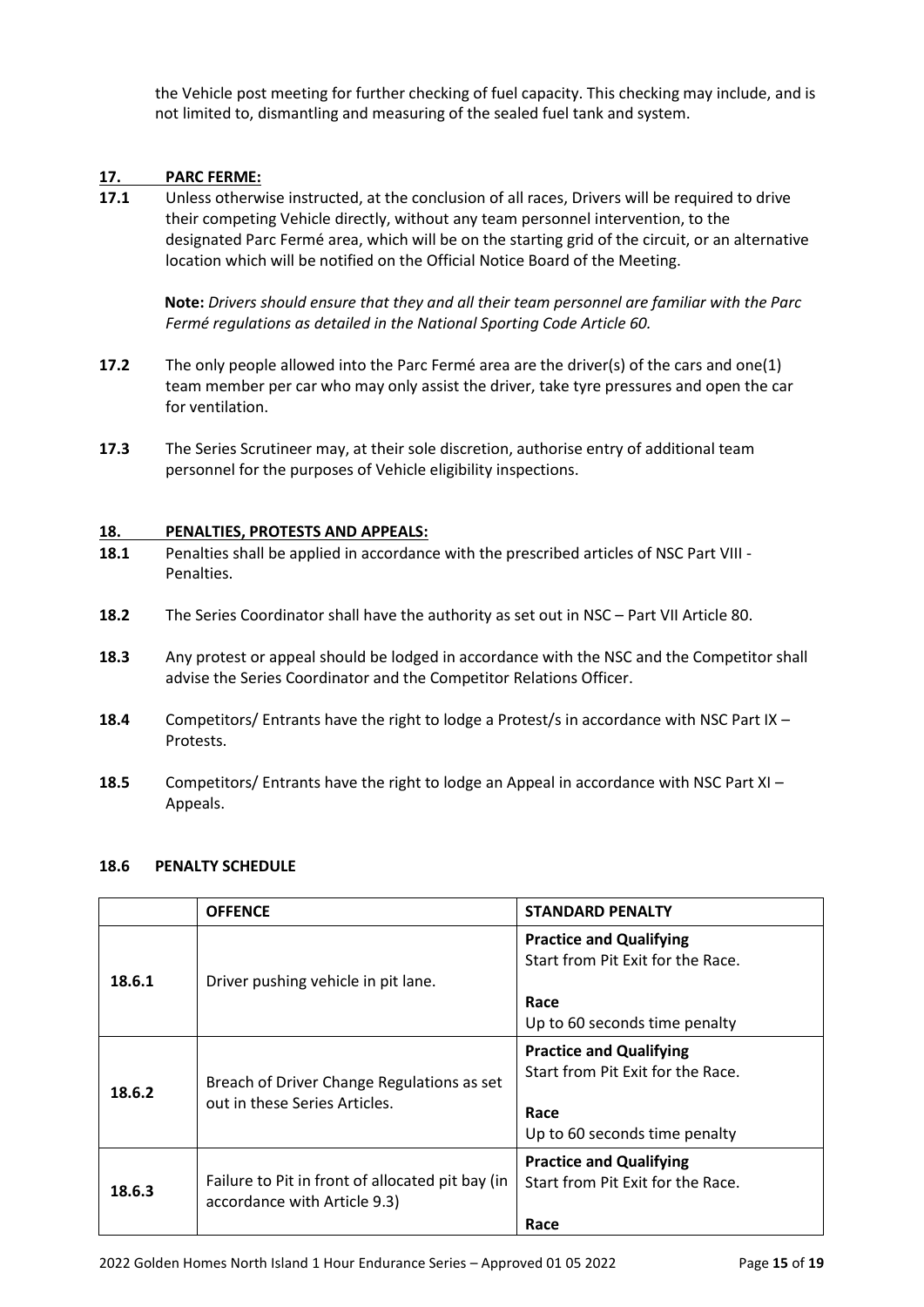the Vehicle post meeting for further checking of fuel capacity. This checking may include, and is not limited to, dismantling and measuring of the sealed fuel tank and system.

## 17. PARC FERME:

**17.1** Unless otherwise instructed, at the conclusion of all races, Drivers will be required to drive their competing Vehicle directly, without any team personnel intervention, to the designated Parc Fermé area, which will be on the starting grid of the circuit, or an alternative location which will be notified on the Official Notice Board of the Meeting.

**Note:** *Drivers should ensure that they and all their team personnel are familiar with the Parc Fermé regulations as detailed in the National Sporting Code Article 60.*

**17.2** The only people allowed into the Parc Fermé area are the driver(s) of the cars and one(1) team member per car who may only assist the driver, take tyre pressures and open the car for ventilation.

**17.3** The Series Scrutineer may, at their sole discretion, authorise entry of additional team personnel for the purposes of Vehicle eligibility inspections.

## 18. PENALTIES, PROTESTS AND APPEALS:

**18.1** Penalties shall be applied in accordance with the prescribed articles of NSC Part VIII - Penalties.

**18.2** The Series Coordinator shall have the authority as set out in NSC – Part VII Article 80.

**18.3** Any protest or appeal should be lodged in accordance with the NSC and the Competitor shall advise the Series Coordinator and the Competitor Relations Officer.

**18.4** Competitors/ Entrants have the right to lodge a Protest/s in accordance with NSC Part IX – Protests.

**18.5** Competitors/ Entrants have the right to lodge an Appeal in accordance with NSC Part XI – Appeals.

### 18.6 PENALTY SCHEDULE

| | OFFENCE | STANDARD PENALTY |
|---|---|---|
| **18.6.1** | Driver pushing vehicle in pit lane. | **Practice and Qualifying**<br>Start from Pit Exit for the Race.<br><br>**Race**<br>Up to 60 seconds time penalty |
| **18.6.2** | Breach of Driver Change Regulations as set out in these Series Articles. | **Practice and Qualifying**<br>Start from Pit Exit for the Race.<br><br>**Race**<br>Up to 60 seconds time penalty |
| **18.6.3** | Failure to Pit in front of allocated pit bay (in accordance with Article 9.3) | **Practice and Qualifying**<br>Start from Pit Exit for the Race.<br><br>**Race** |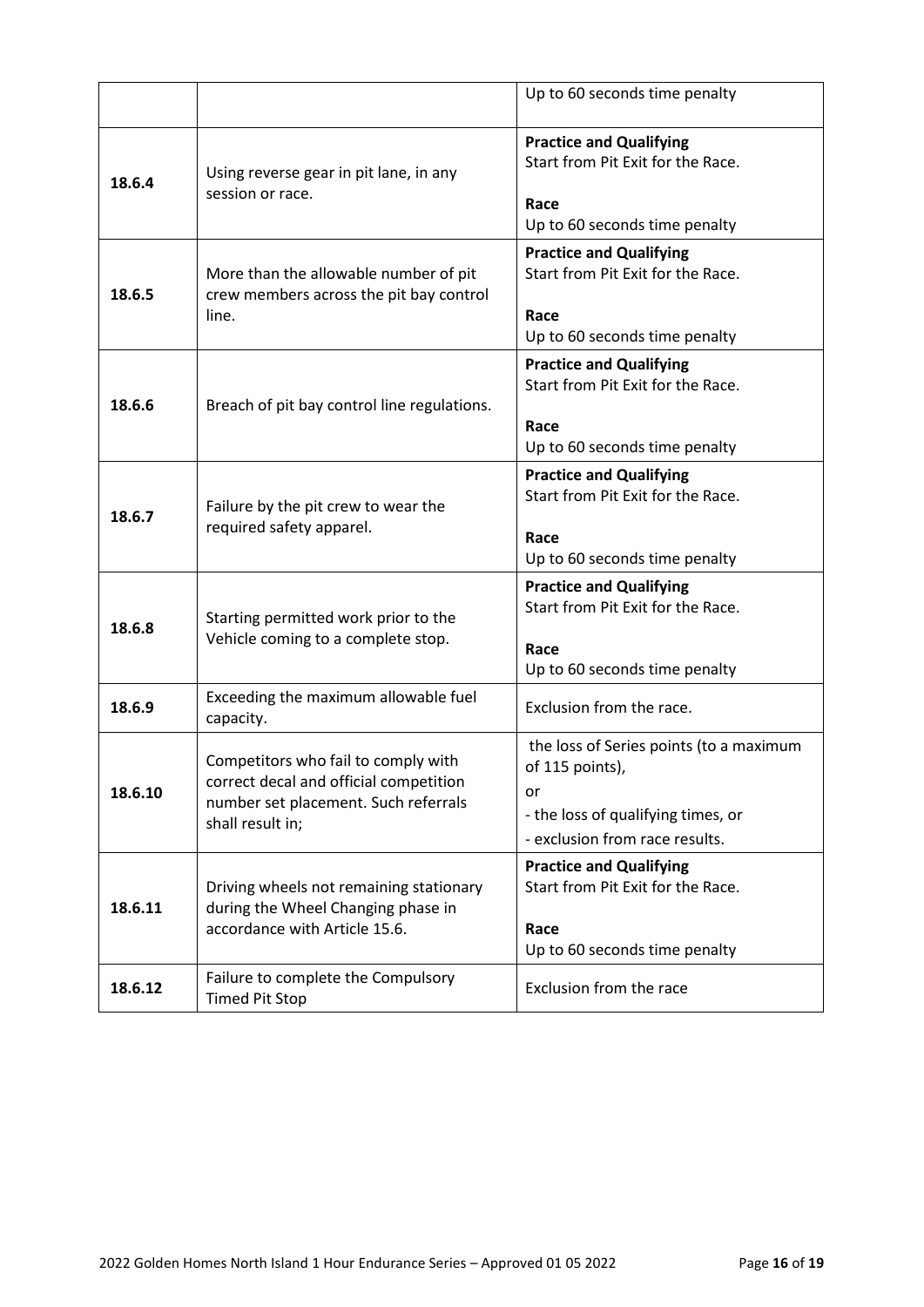| | | |
|---|---|---|
| | | Up to 60 seconds time penalty |
| **18.6.4** | Using reverse gear in pit lane, in any session or race. | **Practice and Qualifying**<br>Start from Pit Exit for the Race.<br><br>**Race**<br>Up to 60 seconds time penalty |
| **18.6.5** | More than the allowable number of pit crew members across the pit bay control line. | **Practice and Qualifying**<br>Start from Pit Exit for the Race.<br><br>**Race**<br>Up to 60 seconds time penalty |
| **18.6.6** | Breach of pit bay control line regulations. | **Practice and Qualifying**<br>Start from Pit Exit for the Race.<br><br>**Race**<br>Up to 60 seconds time penalty |
| **18.6.7** | Failure by the pit crew to wear the required safety apparel. | **Practice and Qualifying**<br>Start from Pit Exit for the Race.<br><br>**Race**<br>Up to 60 seconds time penalty |
| **18.6.8** | Starting permitted work prior to the Vehicle coming to a complete stop. | **Practice and Qualifying**<br>Start from Pit Exit for the Race.<br><br>**Race**<br>Up to 60 seconds time penalty |
| **18.6.9** | Exceeding the maximum allowable fuel capacity. | Exclusion from the race. |
| **18.6.10** | Competitors who fail to comply with correct decal and official competition number set placement. Such referrals shall result in; | the loss of Series points (to a maximum of 115 points),<br>or<br>- the loss of qualifying times, or<br>- exclusion from race results. |
| **18.6.11** | Driving wheels not remaining stationary during the Wheel Changing phase in accordance with Article 15.6. | **Practice and Qualifying**<br>Start from Pit Exit for the Race.<br><br>**Race**<br>Up to 60 seconds time penalty |
| **18.6.12** | Failure to complete the Compulsory Timed Pit Stop | Exclusion from the race |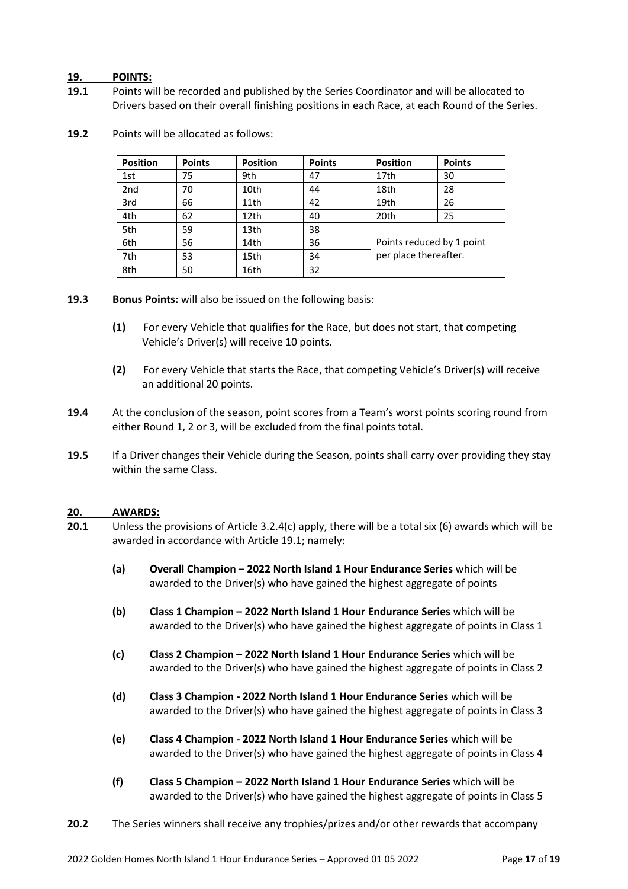## 19. POINTS:

**19.1** Points will be recorded and published by the Series Coordinator and will be allocated to Drivers based on their overall finishing positions in each Race, at each Round of the Series.

**19.2** Points will be allocated as follows:

| Position | Points | Position | Points | Position | Points |
|---|---|---|---|---|---|
| 1st | 75 | 9th | 47 | 17th | 30 |
| 2nd | 70 | 10th | 44 | 18th | 28 |
| 3rd | 66 | 11th | 42 | 19th | 26 |
| 4th | 62 | 12th | 40 | 20th | 25 |
| 5th | 59 | 13th | 38 | Points reduced by 1 point per place thereafter. | |
| 6th | 56 | 14th | 36 | | |
| 7th | 53 | 15th | 34 | | |
| 8th | 50 | 16th | 32 | | |

**19.3** **Bonus Points:** will also be issued on the following basis:

**(1)** For every Vehicle that qualifies for the Race, but does not start, that competing Vehicle's Driver(s) will receive 10 points.

**(2)** For every Vehicle that starts the Race, that competing Vehicle's Driver(s) will receive an additional 20 points.

**19.4** At the conclusion of the season, point scores from a Team's worst points scoring round from either Round 1, 2 or 3, will be excluded from the final points total.

**19.5** If a Driver changes their Vehicle during the Season, points shall carry over providing they stay within the same Class.

## 20. AWARDS:

**20.1** Unless the provisions of Article 3.2.4(c) apply, there will be a total six (6) awards which will be awarded in accordance with Article 19.1; namely:

**(a)** **Overall Champion – 2022 North Island 1 Hour Endurance Series** which will be awarded to the Driver(s) who have gained the highest aggregate of points

**(b)** **Class 1 Champion – 2022 North Island 1 Hour Endurance Series** which will be awarded to the Driver(s) who have gained the highest aggregate of points in Class 1

**(c)** **Class 2 Champion – 2022 North Island 1 Hour Endurance Series** which will be awarded to the Driver(s) who have gained the highest aggregate of points in Class 2

**(d)** **Class 3 Champion - 2022 North Island 1 Hour Endurance Series** which will be awarded to the Driver(s) who have gained the highest aggregate of points in Class 3

**(e)** **Class 4 Champion - 2022 North Island 1 Hour Endurance Series** which will be awarded to the Driver(s) who have gained the highest aggregate of points in Class 4

**(f)** **Class 5 Champion – 2022 North Island 1 Hour Endurance Series** which will be awarded to the Driver(s) who have gained the highest aggregate of points in Class 5

**20.2** The Series winners shall receive any trophies/prizes and/or other rewards that accompany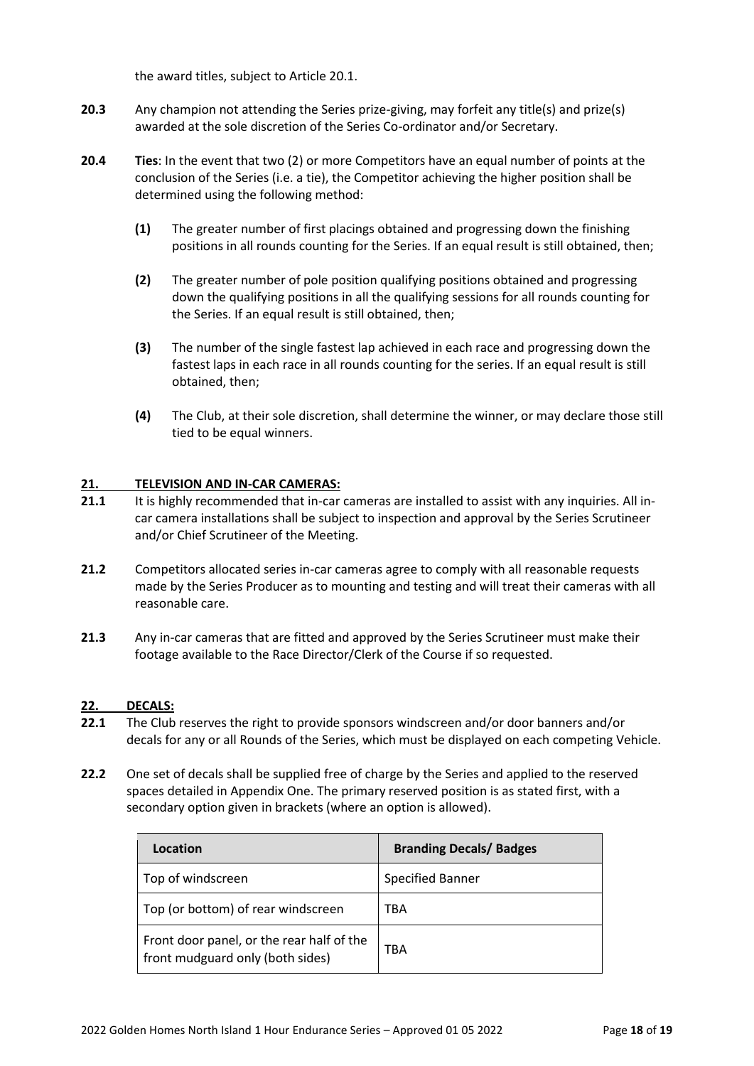the award titles, subject to Article 20.1.

**20.3** Any champion not attending the Series prize-giving, may forfeit any title(s) and prize(s) awarded at the sole discretion of the Series Co-ordinator and/or Secretary.

**20.4** **Ties**: In the event that two (2) or more Competitors have an equal number of points at the conclusion of the Series (i.e. a tie), the Competitor achieving the higher position shall be determined using the following method:

**(1)** The greater number of first placings obtained and progressing down the finishing positions in all rounds counting for the Series. If an equal result is still obtained, then;

**(2)** The greater number of pole position qualifying positions obtained and progressing down the qualifying positions in all the qualifying sessions for all rounds counting for the Series. If an equal result is still obtained, then;

**(3)** The number of the single fastest lap achieved in each race and progressing down the fastest laps in each race in all rounds counting for the series. If an equal result is still obtained, then;

**(4)** The Club, at their sole discretion, shall determine the winner, or may declare those still tied to be equal winners.

## 21. TELEVISION AND IN-CAR CAMERAS:

**21.1** It is highly recommended that in-car cameras are installed to assist with any inquiries. All in-car camera installations shall be subject to inspection and approval by the Series Scrutineer and/or Chief Scrutineer of the Meeting.

**21.2** Competitors allocated series in-car cameras agree to comply with all reasonable requests made by the Series Producer as to mounting and testing and will treat their cameras with all reasonable care.

**21.3** Any in-car cameras that are fitted and approved by the Series Scrutineer must make their footage available to the Race Director/Clerk of the Course if so requested.

## 22. DECALS:

**22.1** The Club reserves the right to provide sponsors windscreen and/or door banners and/or decals for any or all Rounds of the Series, which must be displayed on each competing Vehicle.

**22.2** One set of decals shall be supplied free of charge by the Series and applied to the reserved spaces detailed in Appendix One. The primary reserved position is as stated first, with a secondary option given in brackets (where an option is allowed).

| Location | Branding Decals/ Badges |
|---|---|
| Top of windscreen | Specified Banner |
| Top (or bottom) of rear windscreen | TBA |
| Front door panel, or the rear half of the front mudguard only (both sides) | TBA |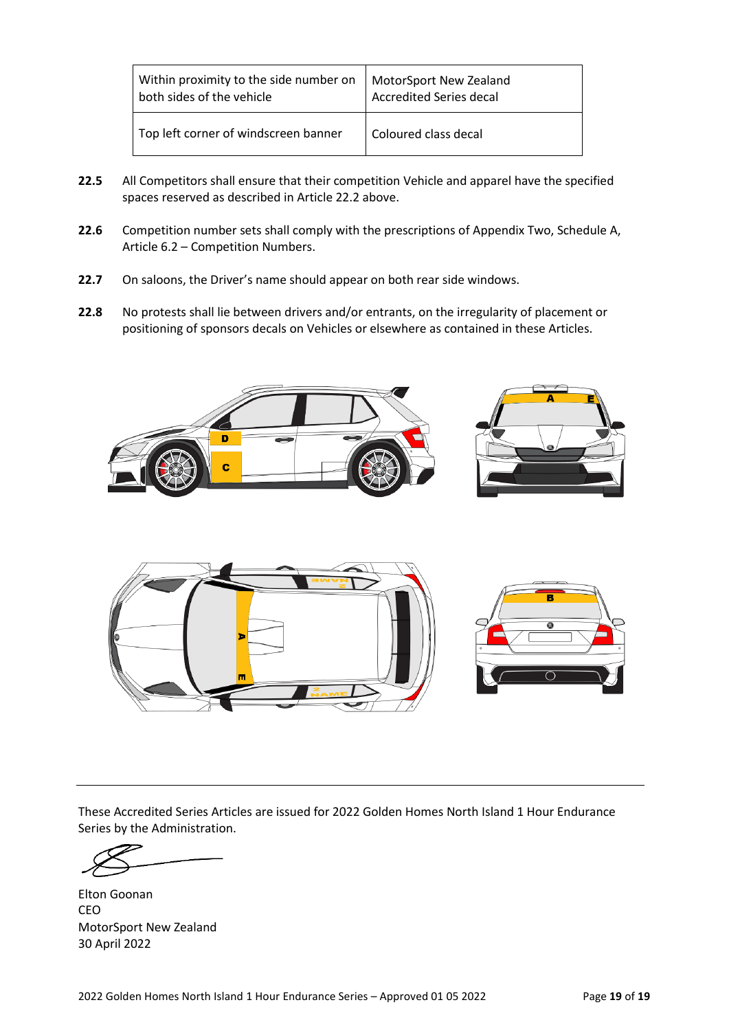| | |
|---|---|
| Within proximity to the side number on both sides of the vehicle | MotorSport New Zealand Accredited Series decal |
| Top left corner of windscreen banner | Coloured class decal |

**22.5** All Competitors shall ensure that their competition Vehicle and apparel have the specified spaces reserved as described in Article 22.2 above.

**22.6** Competition number sets shall comply with the prescriptions of Appendix Two, Schedule A, Article 6.2 – Competition Numbers.

**22.7** On saloons, the Driver's name should appear on both rear side windows.

**22.8** No protests shall lie between drivers and/or entrants, on the irregularity of placement or positioning of sponsors decals on Vehicles or elsewhere as contained in these Articles.

D
C
A
E
NAME
A
E
NAME
B

---

These Accredited Series Articles are issued for 2022 Golden Homes North Island 1 Hour Endurance Series by the Administration.

Elton Goonan
CEO
MotorSport New Zealand
30 April 2022